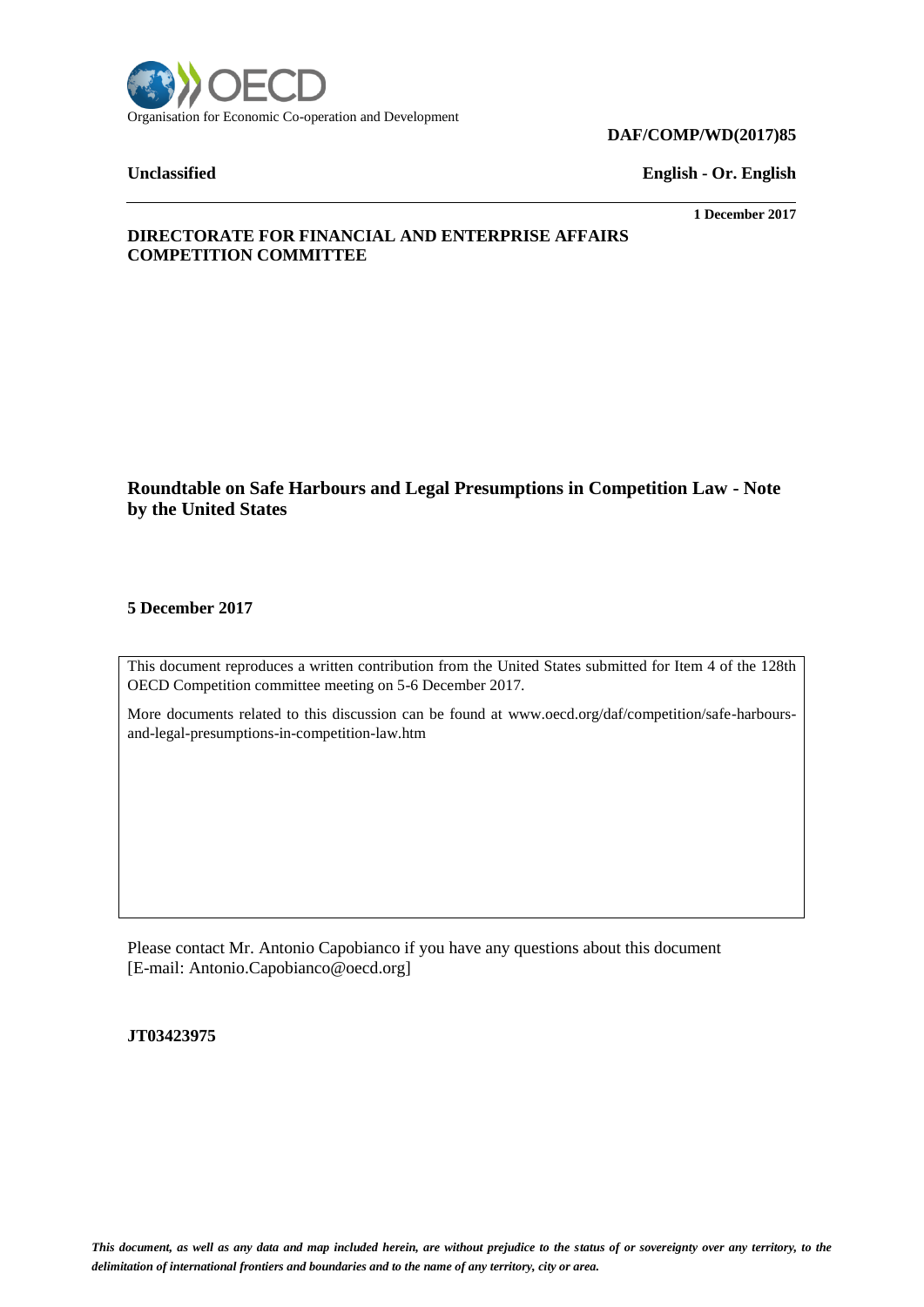Organisation for Economic Co-operation and Development

**DAF/COMP/WD(2017)85**

**Unclassified** **English - Or. English**

**1 December 2017**

**DIRECTORATE FOR FINANCIAL AND ENTERPRISE AFFAIRS**
**COMPETITION COMMITTEE**

## Roundtable on Safe Harbours and Legal Presumptions in Competition Law - Note by the United States

**5 December 2017**

This document reproduces a written contribution from the United States submitted for Item 4 of the 128th OECD Competition committee meeting on 5-6 December 2017.

More documents related to this discussion can be found at www.oecd.org/daf/competition/safe-harbours-and-legal-presumptions-in-competition-law.htm

Please contact Mr. Antonio Capobianco if you have any questions about this document
[E-mail: Antonio.Capobianco@oecd.org]

**JT03423975**

*This document, as well as any data and map included herein, are without prejudice to the status of or sovereignty over any territory, to the delimitation of international frontiers and boundaries and to the name of any territory, city or area.*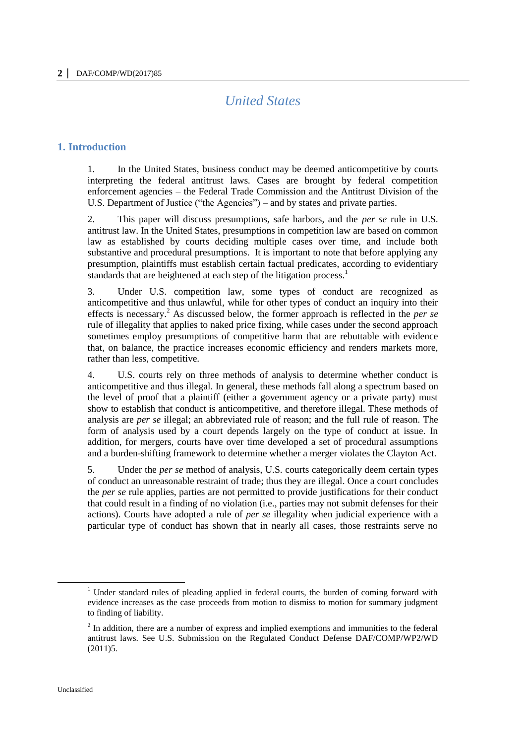# United States

## 1. Introduction

1. In the United States, business conduct may be deemed anticompetitive by courts interpreting the federal antitrust laws. Cases are brought by federal competition enforcement agencies – the Federal Trade Commission and the Antitrust Division of the U.S. Department of Justice ("the Agencies") – and by states and private parties.

2. This paper will discuss presumptions, safe harbors, and the *per se* rule in U.S. antitrust law. In the United States, presumptions in competition law are based on common law as established by courts deciding multiple cases over time, and include both substantive and procedural presumptions. It is important to note that before applying any presumption, plaintiffs must establish certain factual predicates, according to evidentiary standards that are heightened at each step of the litigation process.[1]

3. Under U.S. competition law, some types of conduct are recognized as anticompetitive and thus unlawful, while for other types of conduct an inquiry into their effects is necessary.[2] As discussed below, the former approach is reflected in the *per se* rule of illegality that applies to naked price fixing, while cases under the second approach sometimes employ presumptions of competitive harm that are rebuttable with evidence that, on balance, the practice increases economic efficiency and renders markets more, rather than less, competitive.

4. U.S. courts rely on three methods of analysis to determine whether conduct is anticompetitive and thus illegal. In general, these methods fall along a spectrum based on the level of proof that a plaintiff (either a government agency or a private party) must show to establish that conduct is anticompetitive, and therefore illegal. These methods of analysis are *per se* illegal; an abbreviated rule of reason; and the full rule of reason. The form of analysis used by a court depends largely on the type of conduct at issue. In addition, for mergers, courts have over time developed a set of procedural assumptions and a burden-shifting framework to determine whether a merger violates the Clayton Act.

5. Under the *per se* method of analysis, U.S. courts categorically deem certain types of conduct an unreasonable restraint of trade; thus they are illegal. Once a court concludes the *per se* rule applies, parties are not permitted to provide justifications for their conduct that could result in a finding of no violation (i.e., parties may not submit defenses for their actions). Courts have adopted a rule of *per se* illegality when judicial experience with a particular type of conduct has shown that in nearly all cases, those restraints serve no

---

[1] Under standard rules of pleading applied in federal courts, the burden of coming forward with evidence increases as the case proceeds from motion to dismiss to motion for summary judgment to finding of liability.

[2] In addition, there are a number of express and implied exemptions and immunities to the federal antitrust laws. See U.S. Submission on the Regulated Conduct Defense DAF/COMP/WP2/WD (2011)5.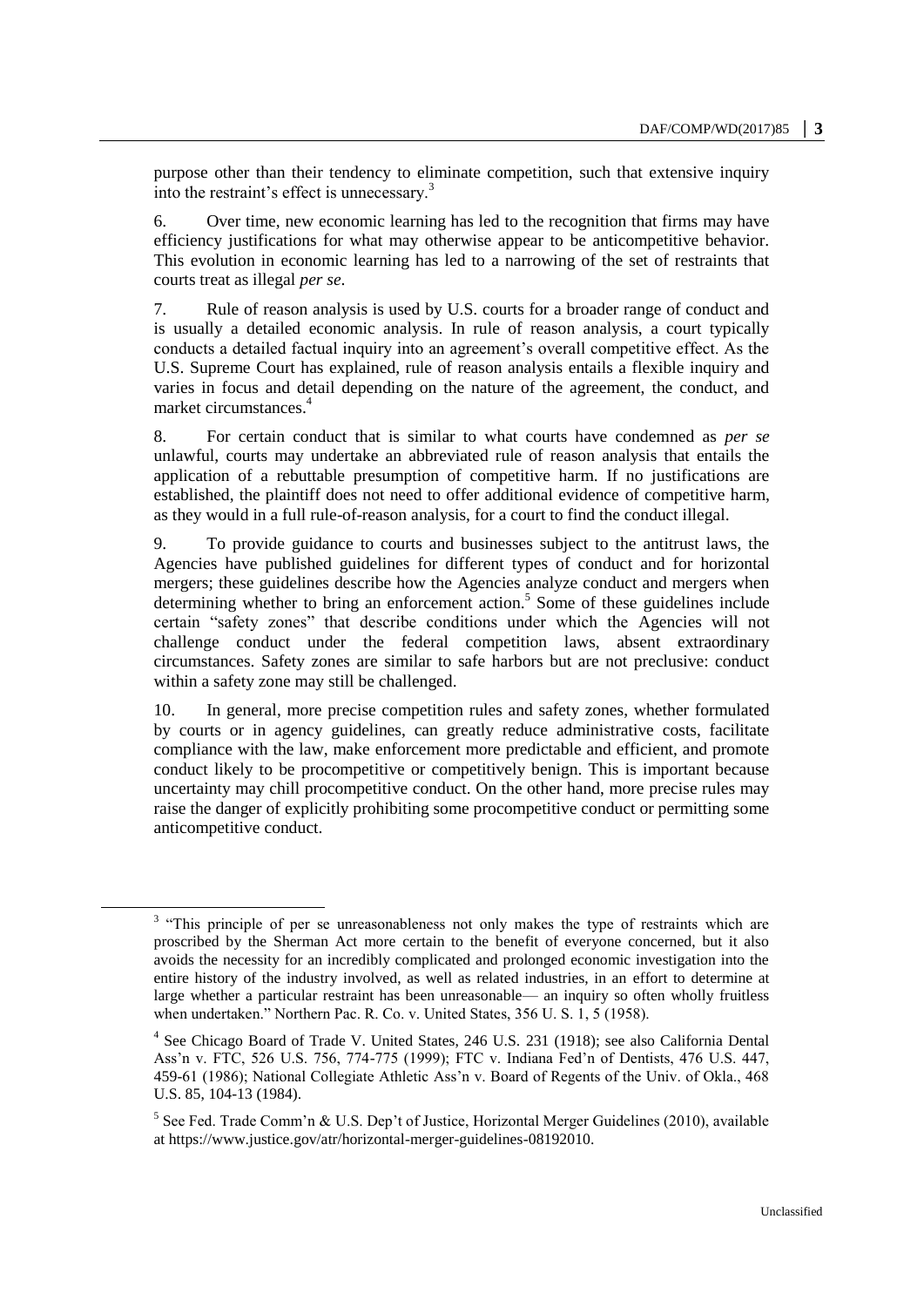purpose other than their tendency to eliminate competition, such that extensive inquiry into the restraint's effect is unnecessary.[3]

6. Over time, new economic learning has led to the recognition that firms may have efficiency justifications for what may otherwise appear to be anticompetitive behavior. This evolution in economic learning has led to a narrowing of the set of restraints that courts treat as illegal *per se*.

7. Rule of reason analysis is used by U.S. courts for a broader range of conduct and is usually a detailed economic analysis. In rule of reason analysis, a court typically conducts a detailed factual inquiry into an agreement's overall competitive effect. As the U.S. Supreme Court has explained, rule of reason analysis entails a flexible inquiry and varies in focus and detail depending on the nature of the agreement, the conduct, and market circumstances.[4]

8. For certain conduct that is similar to what courts have condemned as *per se* unlawful, courts may undertake an abbreviated rule of reason analysis that entails the application of a rebuttable presumption of competitive harm. If no justifications are established, the plaintiff does not need to offer additional evidence of competitive harm, as they would in a full rule-of-reason analysis, for a court to find the conduct illegal.

9. To provide guidance to courts and businesses subject to the antitrust laws, the Agencies have published guidelines for different types of conduct and for horizontal mergers; these guidelines describe how the Agencies analyze conduct and mergers when determining whether to bring an enforcement action.[5] Some of these guidelines include certain "safety zones" that describe conditions under which the Agencies will not challenge conduct under the federal competition laws, absent extraordinary circumstances. Safety zones are similar to safe harbors but are not preclusive: conduct within a safety zone may still be challenged.

10. In general, more precise competition rules and safety zones, whether formulated by courts or in agency guidelines, can greatly reduce administrative costs, facilitate compliance with the law, make enforcement more predictable and efficient, and promote conduct likely to be procompetitive or competitively benign. This is important because uncertainty may chill procompetitive conduct. On the other hand, more precise rules may raise the danger of explicitly prohibiting some procompetitive conduct or permitting some anticompetitive conduct.

---

[3] "This principle of per se unreasonableness not only makes the type of restraints which are proscribed by the Sherman Act more certain to the benefit of everyone concerned, but it also avoids the necessity for an incredibly complicated and prolonged economic investigation into the entire history of the industry involved, as well as related industries, in an effort to determine at large whether a particular restraint has been unreasonable— an inquiry so often wholly fruitless when undertaken." Northern Pac. R. Co. v. United States, 356 U. S. 1, 5 (1958).

[4] See Chicago Board of Trade V. United States, 246 U.S. 231 (1918); see also California Dental Ass'n v. FTC, 526 U.S. 756, 774-775 (1999); FTC v. Indiana Fed'n of Dentists, 476 U.S. 447, 459-61 (1986); National Collegiate Athletic Ass'n v. Board of Regents of the Univ. of Okla., 468 U.S. 85, 104-13 (1984).

[5] See Fed. Trade Comm'n & U.S. Dep't of Justice, Horizontal Merger Guidelines (2010), available at https://www.justice.gov/atr/horizontal-merger-guidelines-08192010.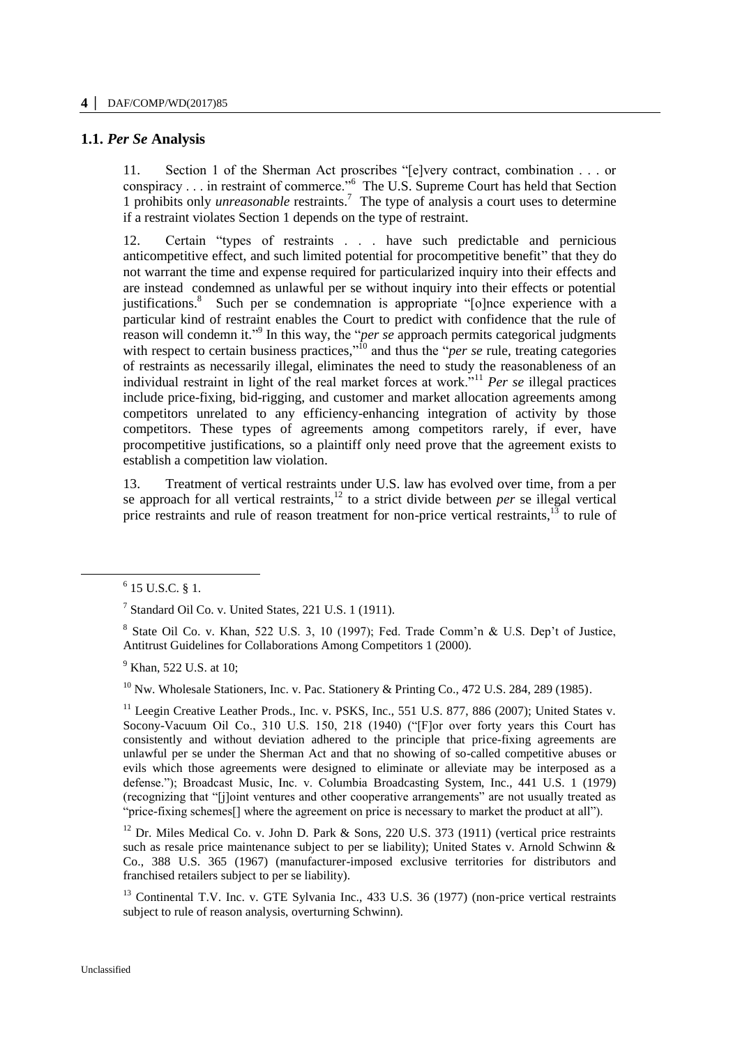## 1.1. *Per Se* Analysis

11. Section 1 of the Sherman Act proscribes "[e]very contract, combination . . . or conspiracy . . . in restraint of commerce."[6] The U.S. Supreme Court has held that Section 1 prohibits only *unreasonable* restraints.[7] The type of analysis a court uses to determine if a restraint violates Section 1 depends on the type of restraint.

12. Certain "types of restraints . . . have such predictable and pernicious anticompetitive effect, and such limited potential for procompetitive benefit" that they do not warrant the time and expense required for particularized inquiry into their effects and are instead condemned as unlawful per se without inquiry into their effects or potential justifications.[8] Such per se condemnation is appropriate "[o]nce experience with a particular kind of restraint enables the Court to predict with confidence that the rule of reason will condemn it."[9] In this way, the "*per se* approach permits categorical judgments with respect to certain business practices,"[10] and thus the "*per se* rule, treating categories of restraints as necessarily illegal, eliminates the need to study the reasonableness of an individual restraint in light of the real market forces at work."[11] *Per se* illegal practices include price-fixing, bid-rigging, and customer and market allocation agreements among competitors unrelated to any efficiency-enhancing integration of activity by those competitors. These types of agreements among competitors rarely, if ever, have procompetitive justifications, so a plaintiff only need prove that the agreement exists to establish a competition law violation.

13. Treatment of vertical restraints under U.S. law has evolved over time, from a per se approach for all vertical restraints,[12] to a strict divide between *per* se illegal vertical price restraints and rule of reason treatment for non-price vertical restraints,[13] to rule of

---

[6] 15 U.S.C. § 1.

[7] Standard Oil Co. v. United States, 221 U.S. 1 (1911).

[8] State Oil Co. v. Khan, 522 U.S. 3, 10 (1997); Fed. Trade Comm'n & U.S. Dep't of Justice, Antitrust Guidelines for Collaborations Among Competitors 1 (2000).

[9] Khan, 522 U.S. at 10;

[10] Nw. Wholesale Stationers, Inc. v. Pac. Stationery & Printing Co., 472 U.S. 284, 289 (1985).

[11] Leegin Creative Leather Prods., Inc. v. PSKS, Inc., 551 U.S. 877, 886 (2007); United States v. Socony-Vacuum Oil Co., 310 U.S. 150, 218 (1940) ("[F]or over forty years this Court has consistently and without deviation adhered to the principle that price-fixing agreements are unlawful per se under the Sherman Act and that no showing of so-called competitive abuses or evils which those agreements were designed to eliminate or alleviate may be interposed as a defense."); Broadcast Music, Inc. v. Columbia Broadcasting System, Inc., 441 U.S. 1 (1979) (recognizing that "[j]oint ventures and other cooperative arrangements" are not usually treated as "price-fixing schemes[] where the agreement on price is necessary to market the product at all").

[12] Dr. Miles Medical Co. v. John D. Park & Sons, 220 U.S. 373 (1911) (vertical price restraints such as resale price maintenance subject to per se liability); United States v. Arnold Schwinn & Co., 388 U.S. 365 (1967) (manufacturer-imposed exclusive territories for distributors and franchised retailers subject to per se liability).

[13] Continental T.V. Inc. v. GTE Sylvania Inc., 433 U.S. 36 (1977) (non-price vertical restraints subject to rule of reason analysis, overturning Schwinn).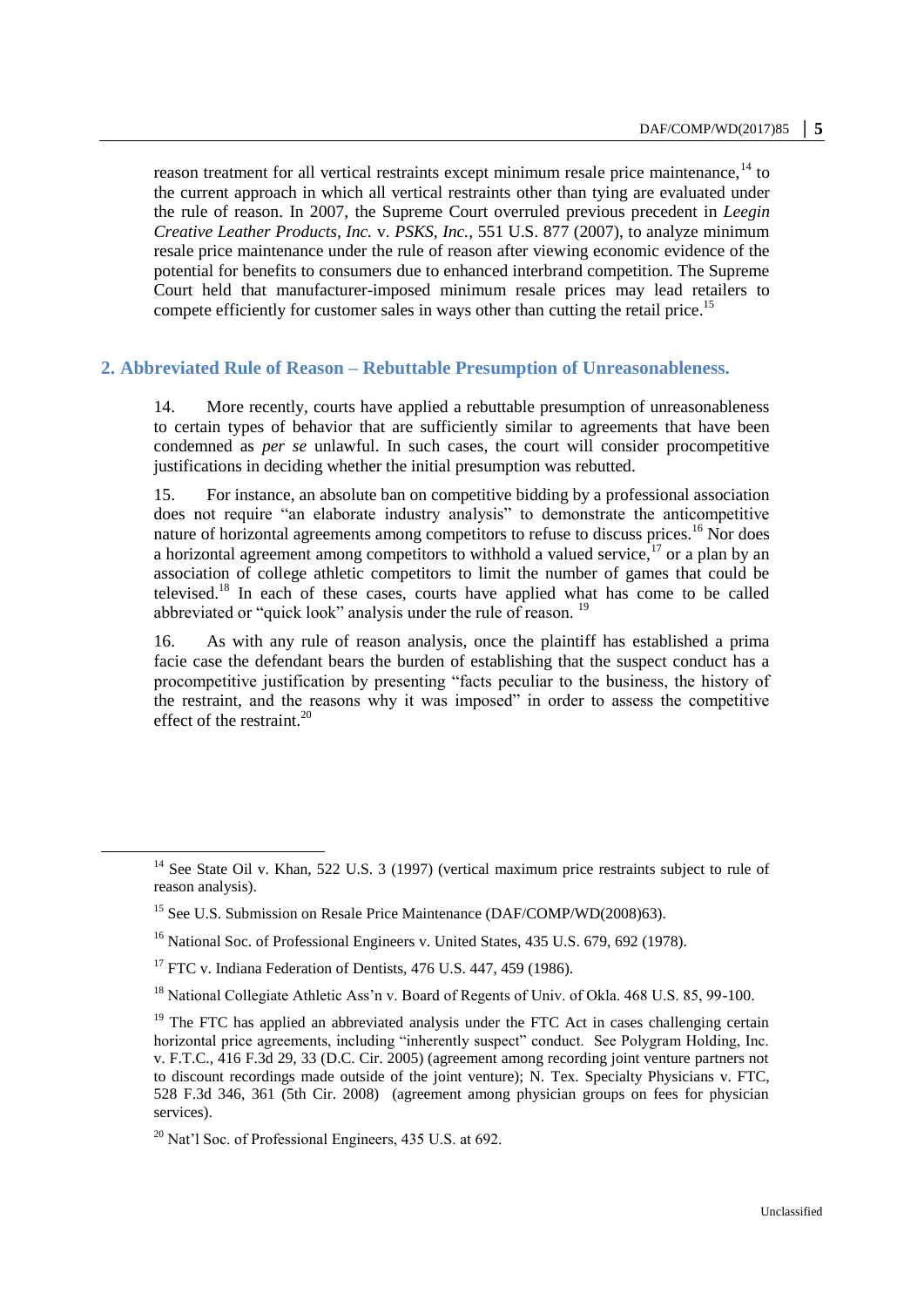reason treatment for all vertical restraints except minimum resale price maintenance,[14] to the current approach in which all vertical restraints other than tying are evaluated under the rule of reason. In 2007, the Supreme Court overruled previous precedent in *Leegin Creative Leather Products, Inc.* v. *PSKS, Inc.*, 551 U.S. 877 (2007), to analyze minimum resale price maintenance under the rule of reason after viewing economic evidence of the potential for benefits to consumers due to enhanced interbrand competition. The Supreme Court held that manufacturer-imposed minimum resale prices may lead retailers to compete efficiently for customer sales in ways other than cutting the retail price.[15]

## 2. Abbreviated Rule of Reason – Rebuttable Presumption of Unreasonableness.

14. More recently, courts have applied a rebuttable presumption of unreasonableness to certain types of behavior that are sufficiently similar to agreements that have been condemned as *per se* unlawful. In such cases, the court will consider procompetitive justifications in deciding whether the initial presumption was rebutted.

15. For instance, an absolute ban on competitive bidding by a professional association does not require "an elaborate industry analysis" to demonstrate the anticompetitive nature of horizontal agreements among competitors to refuse to discuss prices.[16] Nor does a horizontal agreement among competitors to withhold a valued service,[17] or a plan by an association of college athletic competitors to limit the number of games that could be televised.[18] In each of these cases, courts have applied what has come to be called abbreviated or "quick look" analysis under the rule of reason. [19]

16. As with any rule of reason analysis, once the plaintiff has established a prima facie case the defendant bears the burden of establishing that the suspect conduct has a procompetitive justification by presenting "facts peculiar to the business, the history of the restraint, and the reasons why it was imposed" in order to assess the competitive effect of the restraint.[20]

---

[14] See State Oil v. Khan, 522 U.S. 3 (1997) (vertical maximum price restraints subject to rule of reason analysis).

[15] See U.S. Submission on Resale Price Maintenance (DAF/COMP/WD(2008)63).

[16] National Soc. of Professional Engineers v. United States, 435 U.S. 679, 692 (1978).

[17] FTC v. Indiana Federation of Dentists, 476 U.S. 447, 459 (1986).

[18] National Collegiate Athletic Ass'n v. Board of Regents of Univ. of Okla. 468 U.S. 85, 99-100.

[19] The FTC has applied an abbreviated analysis under the FTC Act in cases challenging certain horizontal price agreements, including "inherently suspect" conduct. See Polygram Holding, Inc. v. F.T.C., 416 F.3d 29, 33 (D.C. Cir. 2005) (agreement among recording joint venture partners not to discount recordings made outside of the joint venture); N. Tex. Specialty Physicians v. FTC, 528 F.3d 346, 361 (5th Cir. 2008) (agreement among physician groups on fees for physician services).

[20] Nat'l Soc. of Professional Engineers, 435 U.S. at 692.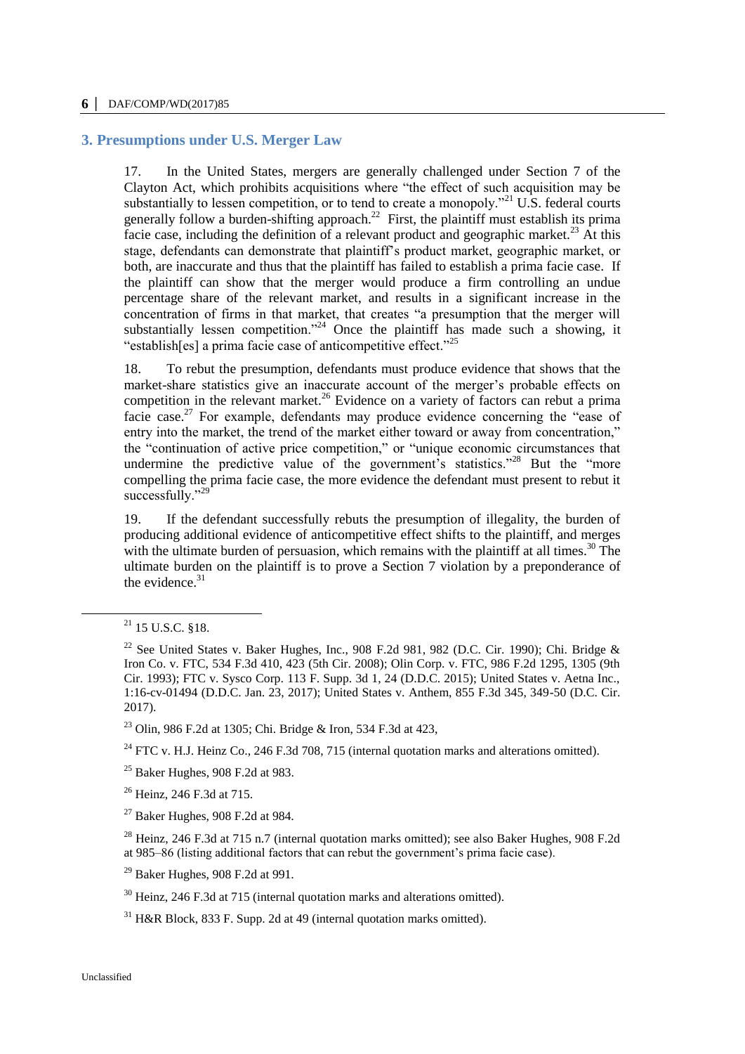## 3. Presumptions under U.S. Merger Law

17. In the United States, mergers are generally challenged under Section 7 of the Clayton Act, which prohibits acquisitions where "the effect of such acquisition may be substantially to lessen competition, or to tend to create a monopoly."[21] U.S. federal courts generally follow a burden-shifting approach.[22] First, the plaintiff must establish its prima facie case, including the definition of a relevant product and geographic market.[23] At this stage, defendants can demonstrate that plaintiff's product market, geographic market, or both, are inaccurate and thus that the plaintiff has failed to establish a prima facie case. If the plaintiff can show that the merger would produce a firm controlling an undue percentage share of the relevant market, and results in a significant increase in the concentration of firms in that market, that creates "a presumption that the merger will substantially lessen competition."[24] Once the plaintiff has made such a showing, it "establish[es] a prima facie case of anticompetitive effect."[25]

18. To rebut the presumption, defendants must produce evidence that shows that the market-share statistics give an inaccurate account of the merger's probable effects on competition in the relevant market.[26] Evidence on a variety of factors can rebut a prima facie case.[27] For example, defendants may produce evidence concerning the "ease of entry into the market, the trend of the market either toward or away from concentration," the "continuation of active price competition," or "unique economic circumstances that undermine the predictive value of the government's statistics."[28] But the "more compelling the prima facie case, the more evidence the defendant must present to rebut it successfully."[29]

19. If the defendant successfully rebuts the presumption of illegality, the burden of producing additional evidence of anticompetitive effect shifts to the plaintiff, and merges with the ultimate burden of persuasion, which remains with the plaintiff at all times.[30] The ultimate burden on the plaintiff is to prove a Section 7 violation by a preponderance of the evidence.[31]

---

[21] 15 U.S.C. §18.

[22] See United States v. Baker Hughes, Inc., 908 F.2d 981, 982 (D.C. Cir. 1990); Chi. Bridge & Iron Co. v. FTC, 534 F.3d 410, 423 (5th Cir. 2008); Olin Corp. v. FTC, 986 F.2d 1295, 1305 (9th Cir. 1993); FTC v. Sysco Corp. 113 F. Supp. 3d 1, 24 (D.D.C. 2015); United States v. Aetna Inc., 1:16-cv-01494 (D.D.C. Jan. 23, 2017); United States v. Anthem, 855 F.3d 345, 349-50 (D.C. Cir. 2017).

[23] Olin, 986 F.2d at 1305; Chi. Bridge & Iron, 534 F.3d at 423,

[24] FTC v. H.J. Heinz Co., 246 F.3d 708, 715 (internal quotation marks and alterations omitted).

[25] Baker Hughes, 908 F.2d at 983.

[26] Heinz, 246 F.3d at 715.

[27] Baker Hughes, 908 F.2d at 984.

[28] Heinz, 246 F.3d at 715 n.7 (internal quotation marks omitted); see also Baker Hughes, 908 F.2d at 985–86 (listing additional factors that can rebut the government's prima facie case).

[29] Baker Hughes, 908 F.2d at 991.

[30] Heinz, 246 F.3d at 715 (internal quotation marks and alterations omitted).

[31] H&R Block, 833 F. Supp. 2d at 49 (internal quotation marks omitted).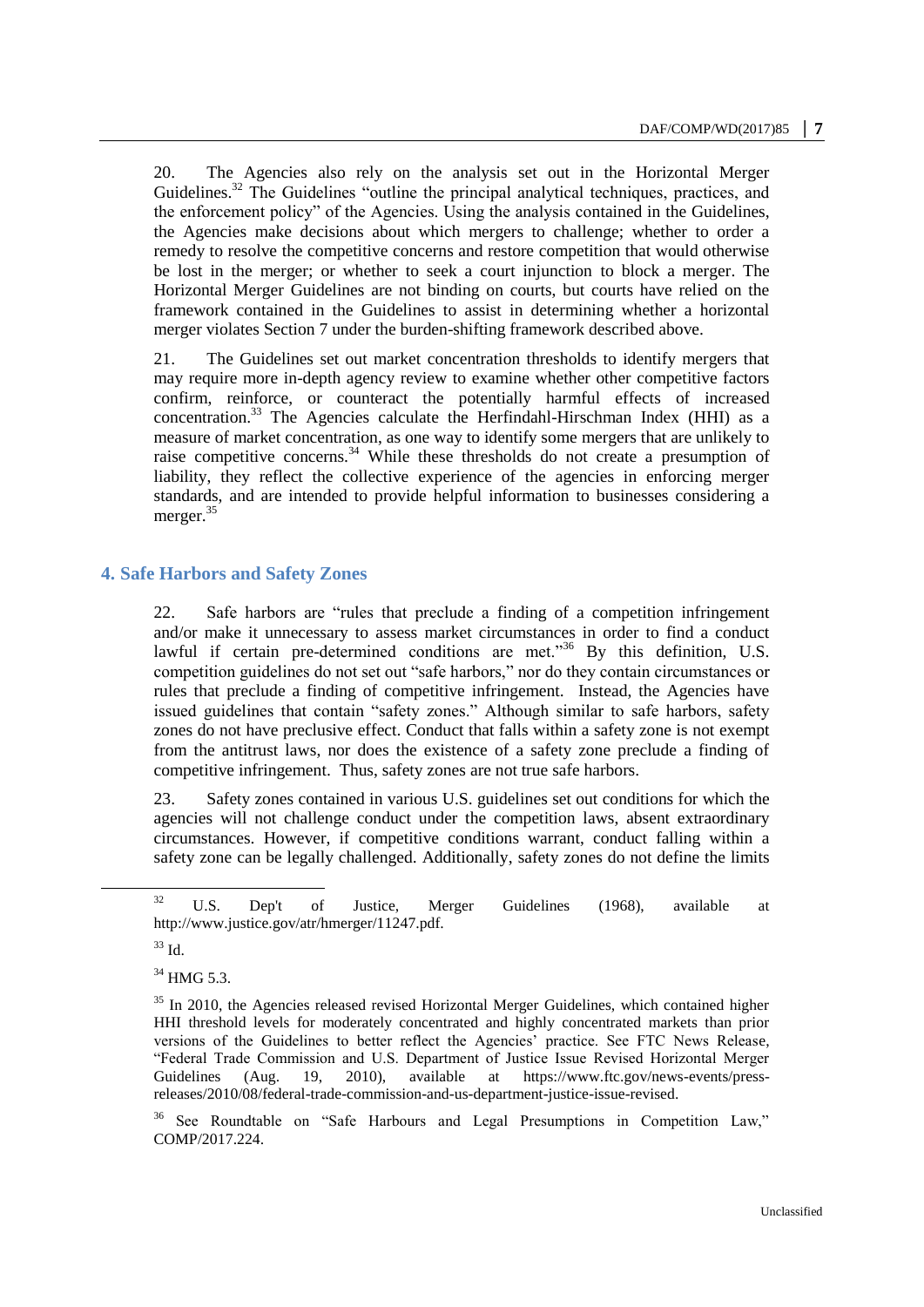20. The Agencies also rely on the analysis set out in the Horizontal Merger Guidelines.[32] The Guidelines "outline the principal analytical techniques, practices, and the enforcement policy" of the Agencies. Using the analysis contained in the Guidelines, the Agencies make decisions about which mergers to challenge; whether to order a remedy to resolve the competitive concerns and restore competition that would otherwise be lost in the merger; or whether to seek a court injunction to block a merger. The Horizontal Merger Guidelines are not binding on courts, but courts have relied on the framework contained in the Guidelines to assist in determining whether a horizontal merger violates Section 7 under the burden-shifting framework described above.

21. The Guidelines set out market concentration thresholds to identify mergers that may require more in-depth agency review to examine whether other competitive factors confirm, reinforce, or counteract the potentially harmful effects of increased concentration.[33] The Agencies calculate the Herfindahl-Hirschman Index (HHI) as a measure of market concentration, as one way to identify some mergers that are unlikely to raise competitive concerns.[34] While these thresholds do not create a presumption of liability, they reflect the collective experience of the agencies in enforcing merger standards, and are intended to provide helpful information to businesses considering a merger.[35]

## 4. Safe Harbors and Safety Zones

22. Safe harbors are "rules that preclude a finding of a competition infringement and/or make it unnecessary to assess market circumstances in order to find a conduct lawful if certain pre-determined conditions are met."[36] By this definition, U.S. competition guidelines do not set out "safe harbors," nor do they contain circumstances or rules that preclude a finding of competitive infringement. Instead, the Agencies have issued guidelines that contain "safety zones." Although similar to safe harbors, safety zones do not have preclusive effect. Conduct that falls within a safety zone is not exempt from the antitrust laws, nor does the existence of a safety zone preclude a finding of competitive infringement. Thus, safety zones are not true safe harbors.

23. Safety zones contained in various U.S. guidelines set out conditions for which the agencies will not challenge conduct under the competition laws, absent extraordinary circumstances. However, if competitive conditions warrant, conduct falling within a safety zone can be legally challenged. Additionally, safety zones do not define the limits

---

[32] U.S. Dep't of Justice, Merger Guidelines (1968), available at http://www.justice.gov/atr/hmerger/11247.pdf.

[33] Id.

[34] HMG 5.3.

[35] In 2010, the Agencies released revised Horizontal Merger Guidelines, which contained higher HHI threshold levels for moderately concentrated and highly concentrated markets than prior versions of the Guidelines to better reflect the Agencies' practice. See FTC News Release, "Federal Trade Commission and U.S. Department of Justice Issue Revised Horizontal Merger Guidelines (Aug. 19, 2010), available at https://www.ftc.gov/news-events/press-releases/2010/08/federal-trade-commission-and-us-department-justice-issue-revised.

[36] See Roundtable on "Safe Harbours and Legal Presumptions in Competition Law," COMP/2017.224.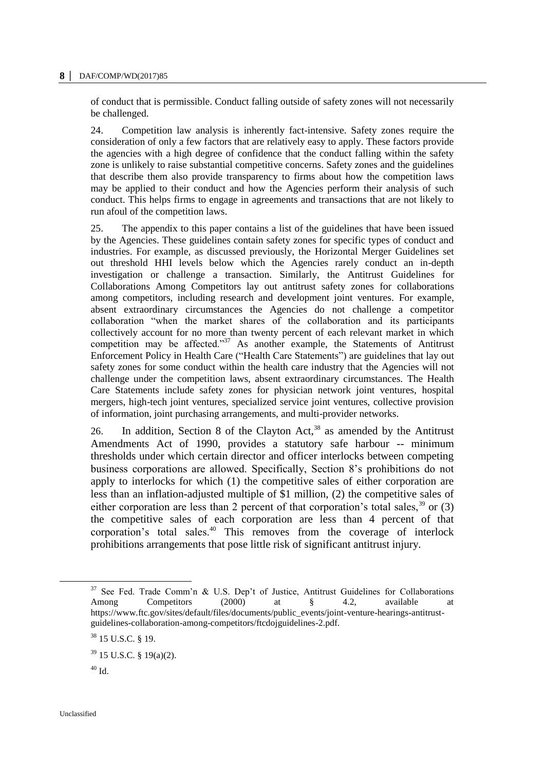of conduct that is permissible. Conduct falling outside of safety zones will not necessarily be challenged.

24. Competition law analysis is inherently fact-intensive. Safety zones require the consideration of only a few factors that are relatively easy to apply. These factors provide the agencies with a high degree of confidence that the conduct falling within the safety zone is unlikely to raise substantial competitive concerns. Safety zones and the guidelines that describe them also provide transparency to firms about how the competition laws may be applied to their conduct and how the Agencies perform their analysis of such conduct. This helps firms to engage in agreements and transactions that are not likely to run afoul of the competition laws.

25. The appendix to this paper contains a list of the guidelines that have been issued by the Agencies. These guidelines contain safety zones for specific types of conduct and industries. For example, as discussed previously, the Horizontal Merger Guidelines set out threshold HHI levels below which the Agencies rarely conduct an in-depth investigation or challenge a transaction. Similarly, the Antitrust Guidelines for Collaborations Among Competitors lay out antitrust safety zones for collaborations among competitors, including research and development joint ventures. For example, absent extraordinary circumstances the Agencies do not challenge a competitor collaboration "when the market shares of the collaboration and its participants collectively account for no more than twenty percent of each relevant market in which competition may be affected."[37] As another example, the Statements of Antitrust Enforcement Policy in Health Care ("Health Care Statements") are guidelines that lay out safety zones for some conduct within the health care industry that the Agencies will not challenge under the competition laws, absent extraordinary circumstances. The Health Care Statements include safety zones for physician network joint ventures, hospital mergers, high-tech joint ventures, specialized service joint ventures, collective provision of information, joint purchasing arrangements, and multi-provider networks.

26. In addition, Section 8 of the Clayton Act,[38] as amended by the Antitrust Amendments Act of 1990, provides a statutory safe harbour -- minimum thresholds under which certain director and officer interlocks between competing business corporations are allowed. Specifically, Section 8's prohibitions do not apply to interlocks for which (1) the competitive sales of either corporation are less than an inflation-adjusted multiple of $1 million, (2) the competitive sales of either corporation are less than 2 percent of that corporation's total sales,[39] or (3) the competitive sales of each corporation are less than 4 percent of that corporation's total sales.[40] This removes from the coverage of interlock prohibitions arrangements that pose little risk of significant antitrust injury.

---

[37] See Fed. Trade Comm'n & U.S. Dep't of Justice, Antitrust Guidelines for Collaborations Among Competitors (2000) at § 4.2, available at https://www.ftc.gov/sites/default/files/documents/public_events/joint-venture-hearings-antitrust-guidelines-collaboration-among-competitors/ftcdojguidelines-2.pdf.

[38] 15 U.S.C. § 19.

[39] 15 U.S.C. § 19(a)(2).

[40] Id.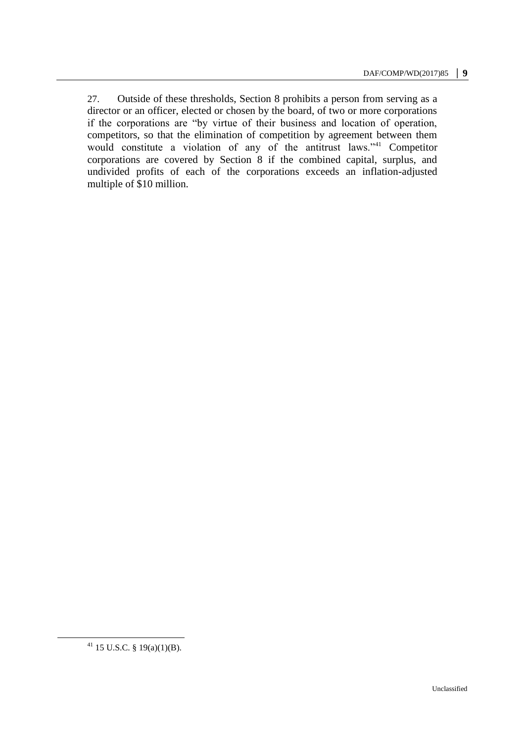27. Outside of these thresholds, Section 8 prohibits a person from serving as a director or an officer, elected or chosen by the board, of two or more corporations if the corporations are "by virtue of their business and location of operation, competitors, so that the elimination of competition by agreement between them would constitute a violation of any of the antitrust laws."[41] Competitor corporations are covered by Section 8 if the combined capital, surplus, and undivided profits of each of the corporations exceeds an inflation-adjusted multiple of $10 million.

---

[41] 15 U.S.C. § 19(a)(1)(B).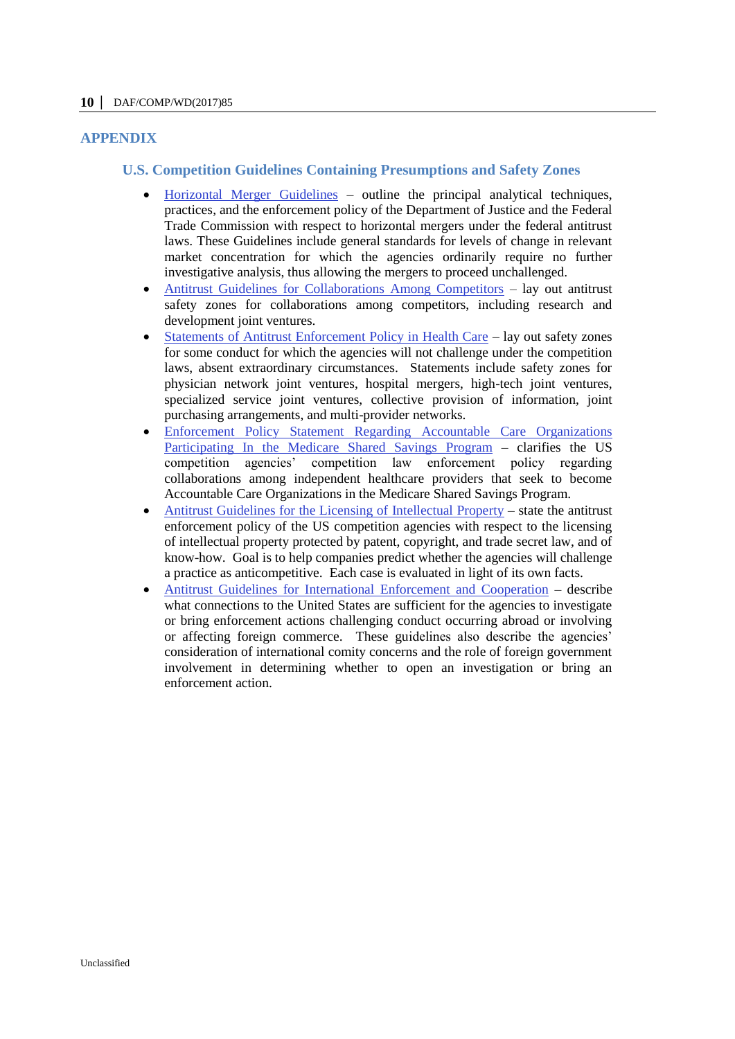## APPENDIX

### U.S. Competition Guidelines Containing Presumptions and Safety Zones

- Horizontal Merger Guidelines – outline the principal analytical techniques, practices, and the enforcement policy of the Department of Justice and the Federal Trade Commission with respect to horizontal mergers under the federal antitrust laws. These Guidelines include general standards for levels of change in relevant market concentration for which the agencies ordinarily require no further investigative analysis, thus allowing the mergers to proceed unchallenged.
- Antitrust Guidelines for Collaborations Among Competitors – lay out antitrust safety zones for collaborations among competitors, including research and development joint ventures.
- Statements of Antitrust Enforcement Policy in Health Care – lay out safety zones for some conduct for which the agencies will not challenge under the competition laws, absent extraordinary circumstances. Statements include safety zones for physician network joint ventures, hospital mergers, high-tech joint ventures, specialized service joint ventures, collective provision of information, joint purchasing arrangements, and multi-provider networks.
- Enforcement Policy Statement Regarding Accountable Care Organizations Participating In the Medicare Shared Savings Program – clarifies the US competition agencies' competition law enforcement policy regarding collaborations among independent healthcare providers that seek to become Accountable Care Organizations in the Medicare Shared Savings Program.
- Antitrust Guidelines for the Licensing of Intellectual Property – state the antitrust enforcement policy of the US competition agencies with respect to the licensing of intellectual property protected by patent, copyright, and trade secret law, and of know-how. Goal is to help companies predict whether the agencies will challenge a practice as anticompetitive. Each case is evaluated in light of its own facts.
- Antitrust Guidelines for International Enforcement and Cooperation – describe what connections to the United States are sufficient for the agencies to investigate or bring enforcement actions challenging conduct occurring abroad or involving or affecting foreign commerce. These guidelines also describe the agencies' consideration of international comity concerns and the role of foreign government involvement in determining whether to open an investigation or bring an enforcement action.